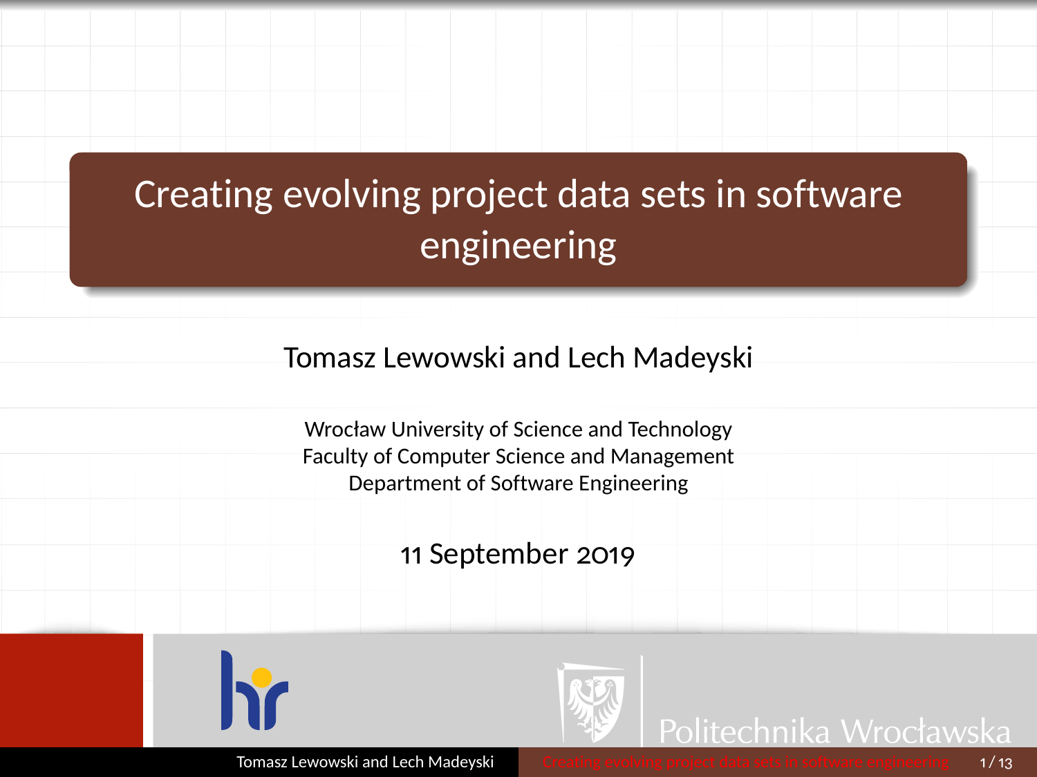# Creating evolving project data sets in software engineering

Tomasz Lewowski and Lech Madeyski

Wrocław University of Science and Technology
Faculty of Computer Science and Management
Department of Software Engineering

11 September 2019

Politechnika Wrocławska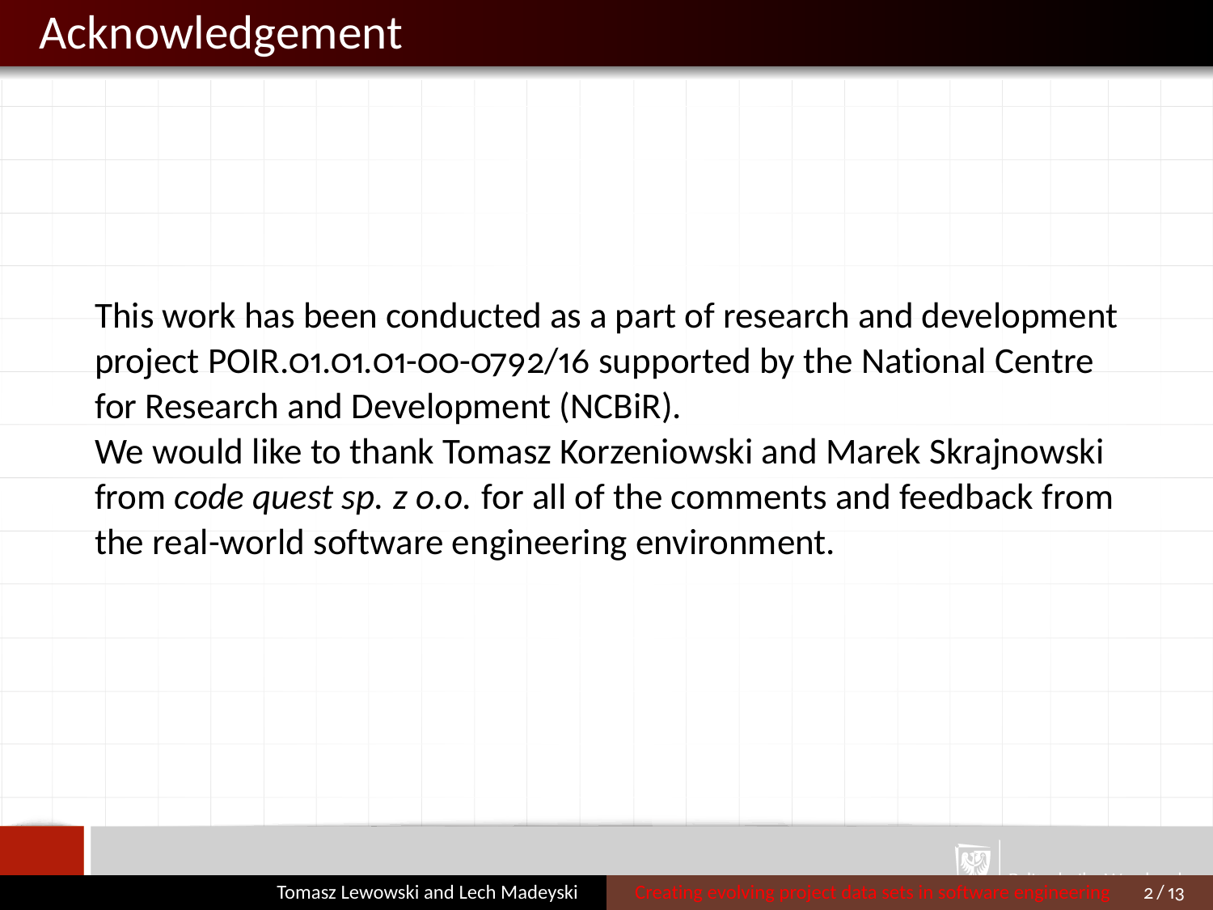# Acknowledgement

This work has been conducted as a part of research and development project POIR.01.01.01-00-0792/16 supported by the National Centre for Research and Development (NCBiR).
We would like to thank Tomasz Korzeniowski and Marek Skrajnowski from *code quest sp. z o.o.* for all of the comments and feedback from the real-world software engineering environment.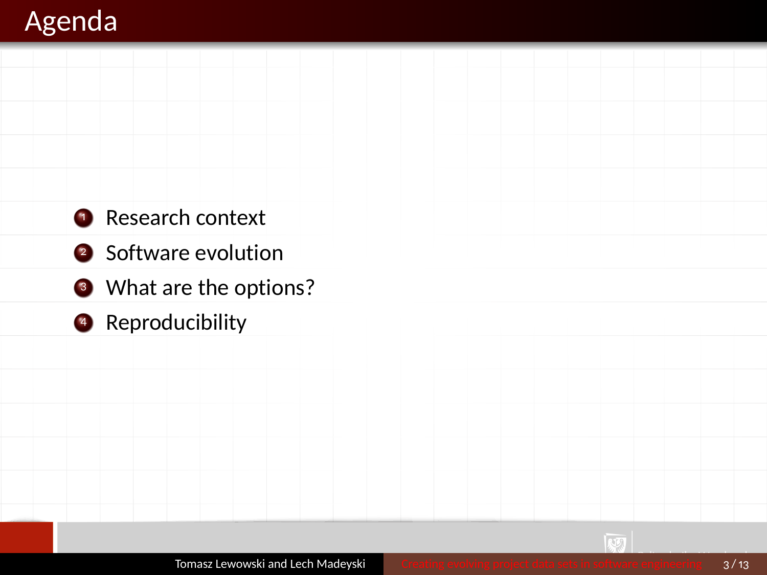# Agenda

1. Research context
2. Software evolution
3. What are the options?
4. Reproducibility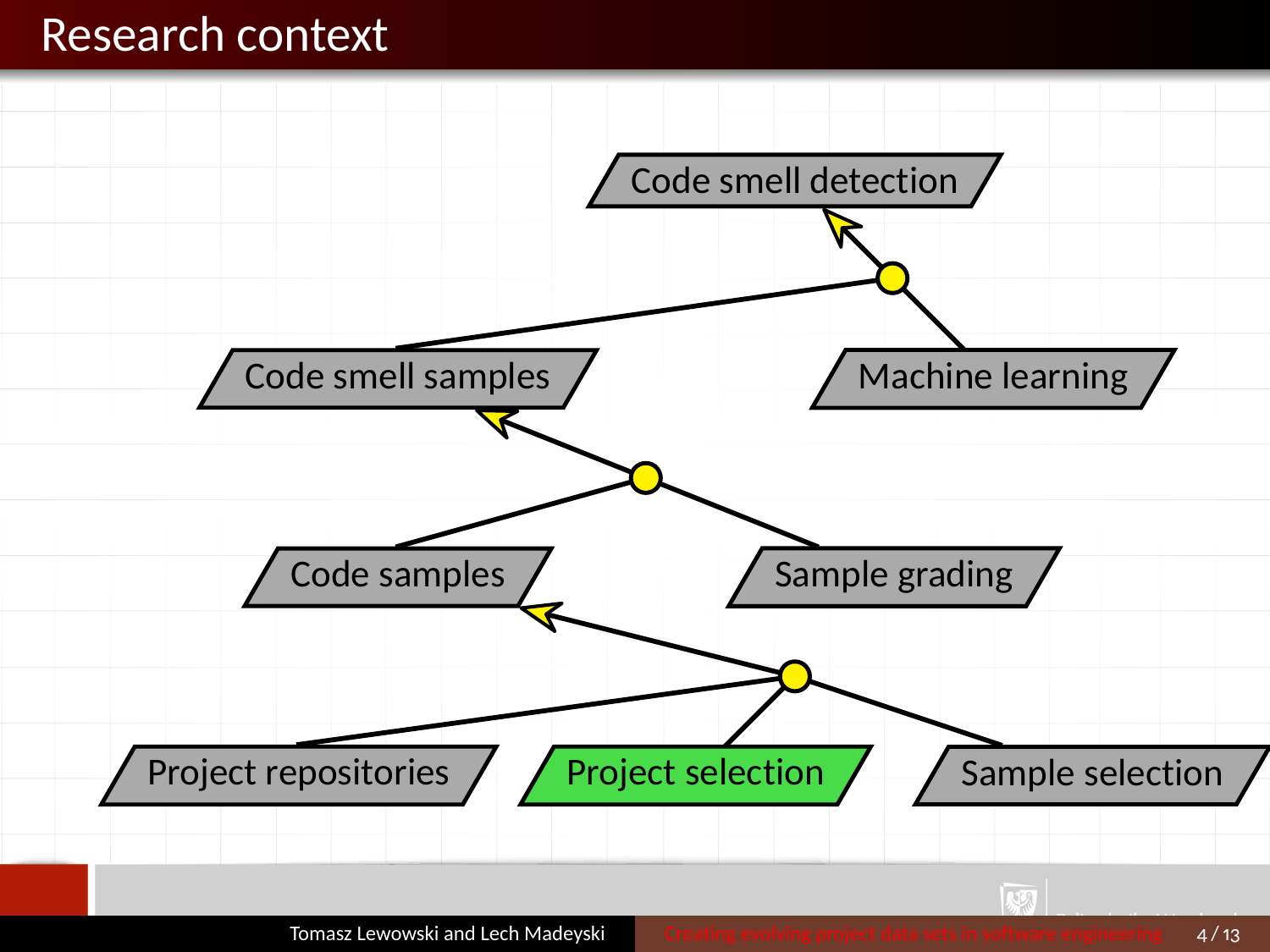# Research context

- Code smell detection
  - Code smell samples
    - Code samples
      - Project repositories
      - Project selection
      - Sample selection
    - Sample grading
  - Machine learning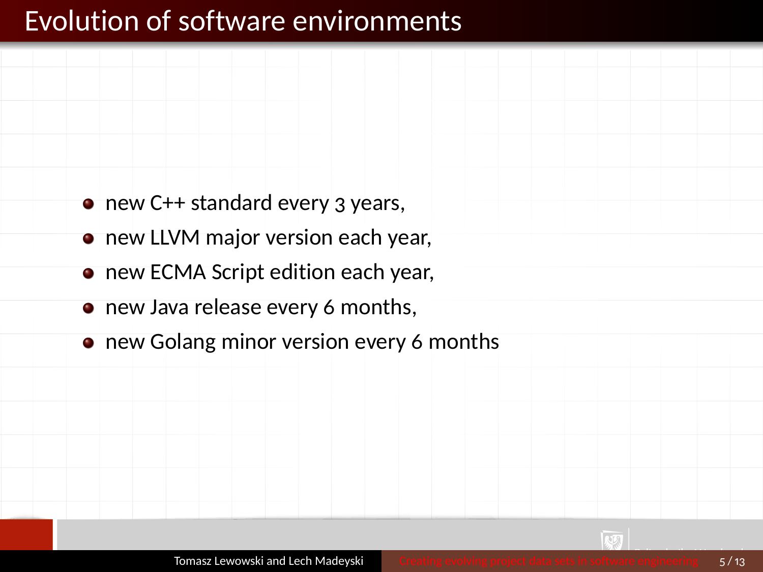# Evolution of software environments

- new C++ standard every 3 years,
- new LLVM major version each year,
- new ECMA Script edition each year,
- new Java release every 6 months,
- new Golang minor version every 6 months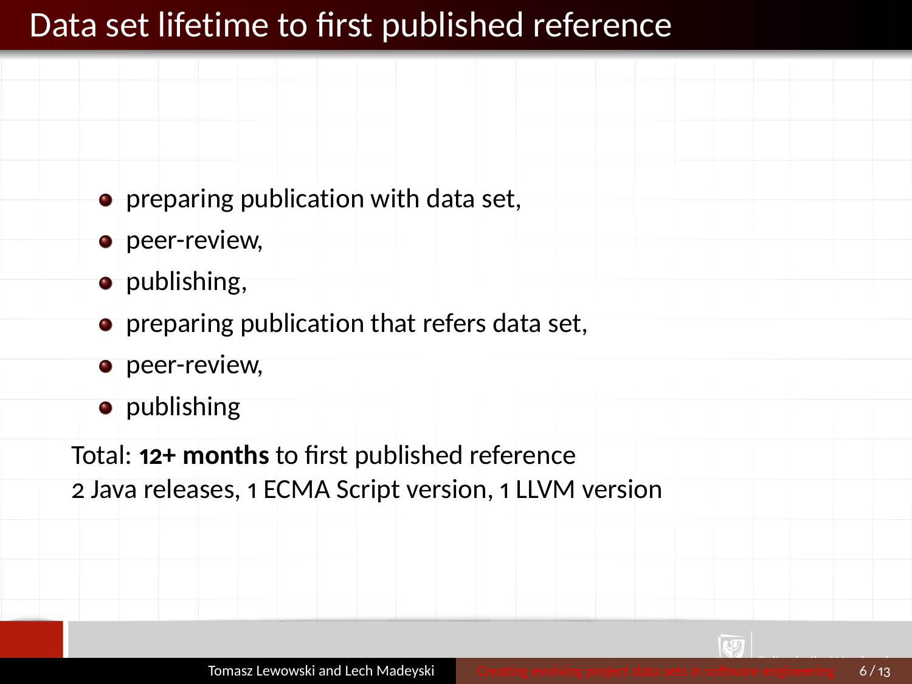# Data set lifetime to first published reference

- preparing publication with data set,
- peer-review,
- publishing,
- preparing publication that refers data set,
- peer-review,
- publishing

Total: **12+ months** to first published reference

2 Java releases, 1 ECMA Script version, 1 LLVM version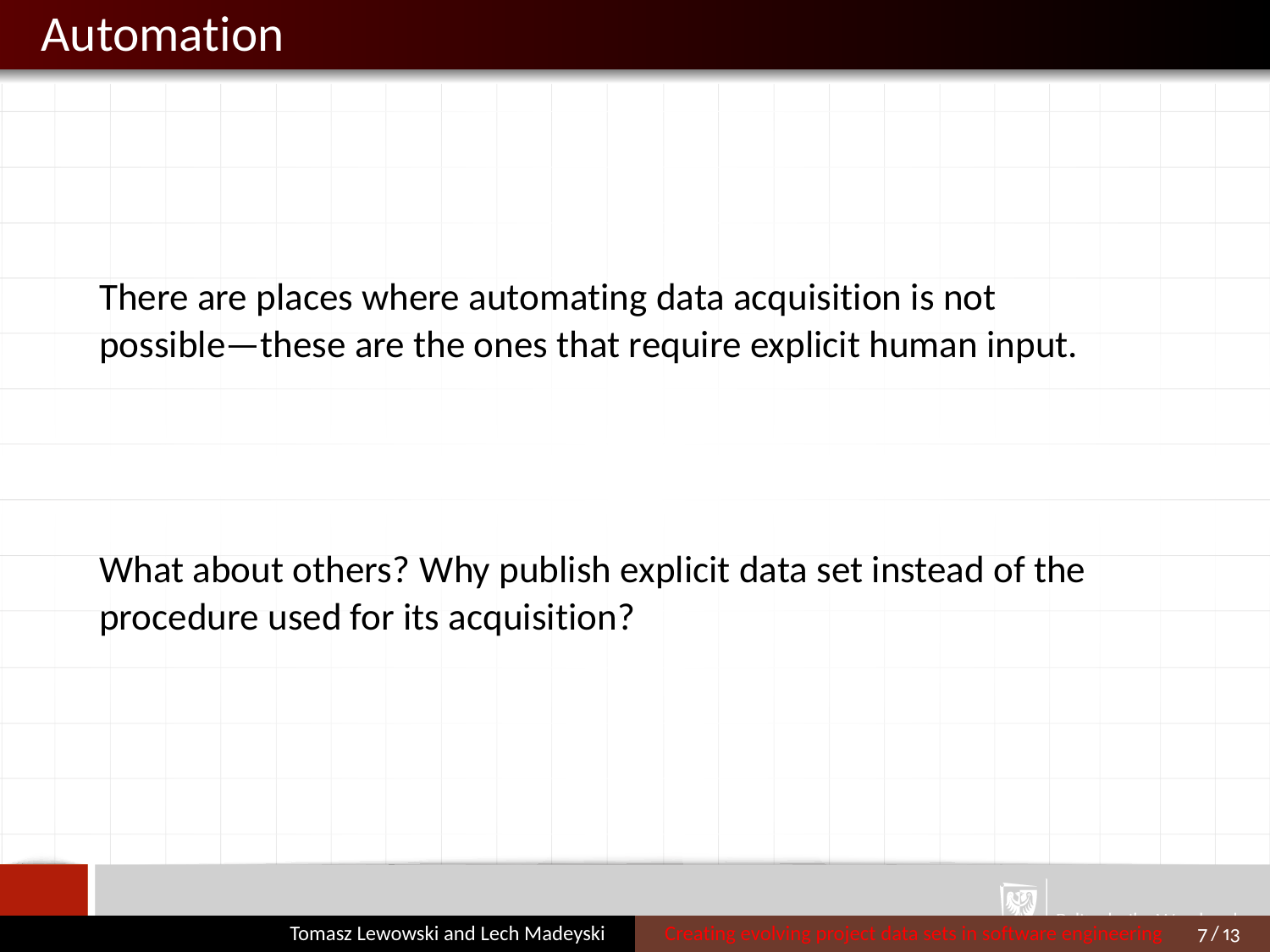# Automation

There are places where automating data acquisition is not possible—these are the ones that require explicit human input.

What about others? Why publish explicit data set instead of the procedure used for its acquisition?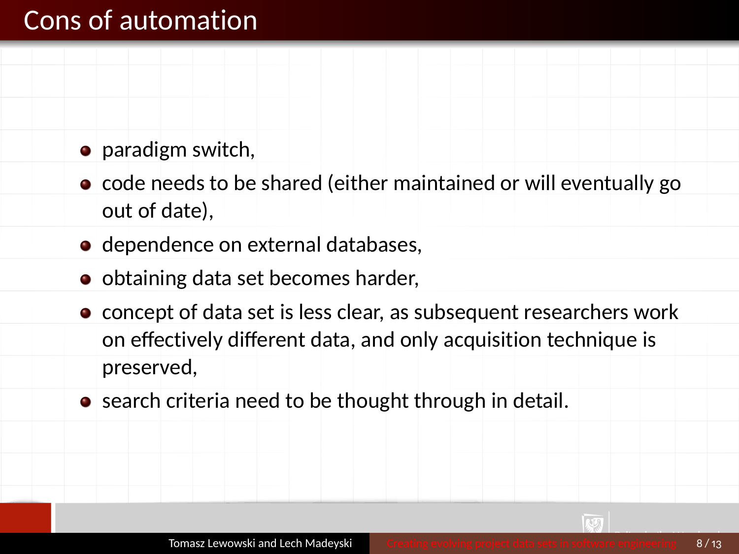# Cons of automation

- paradigm switch,
- code needs to be shared (either maintained or will eventually go out of date),
- dependence on external databases,
- obtaining data set becomes harder,
- concept of data set is less clear, as subsequent researchers work on effectively different data, and only acquisition technique is preserved,
- search criteria need to be thought through in detail.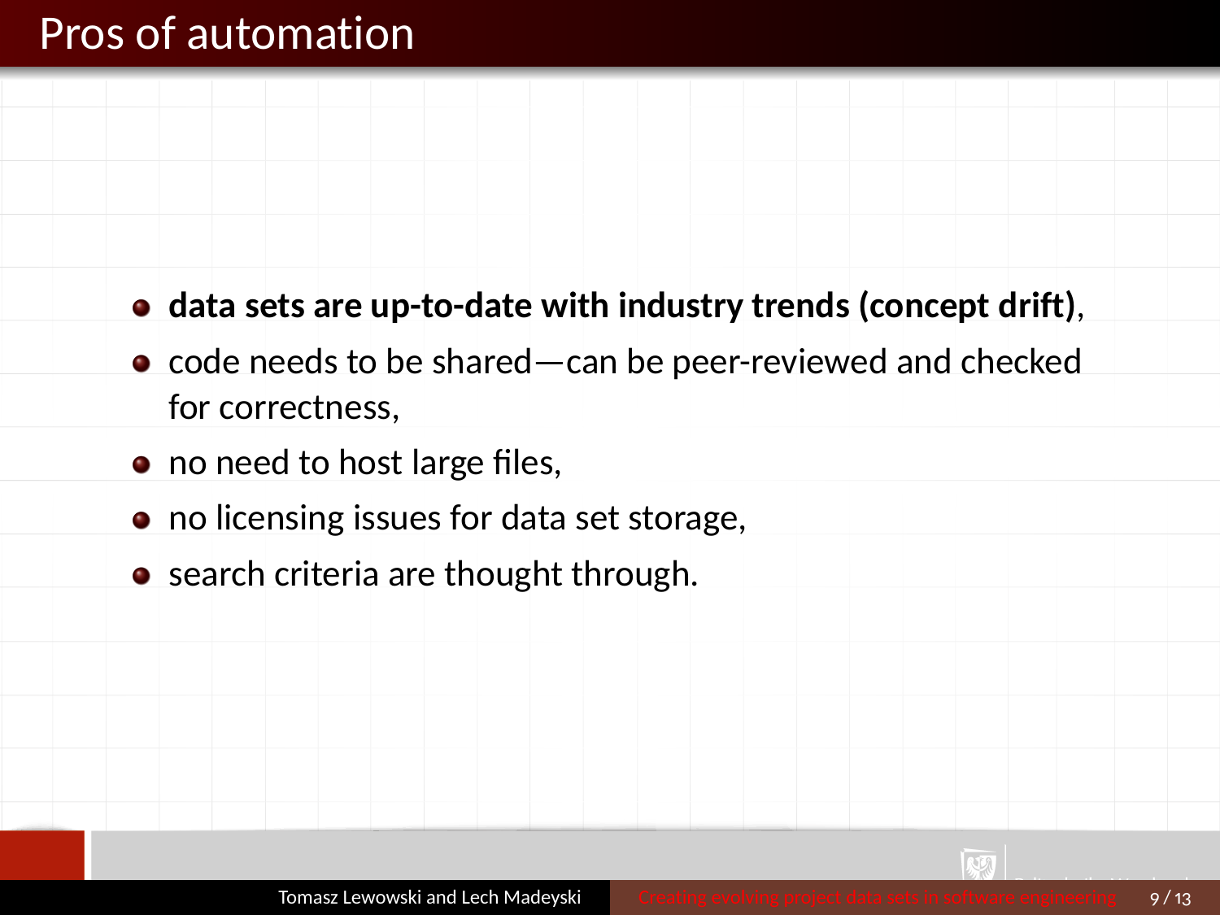# Pros of automation

- **data sets are up-to-date with industry trends (concept drift)**,
- code needs to be shared—can be peer-reviewed and checked for correctness,
- no need to host large files,
- no licensing issues for data set storage,
- search criteria are thought through.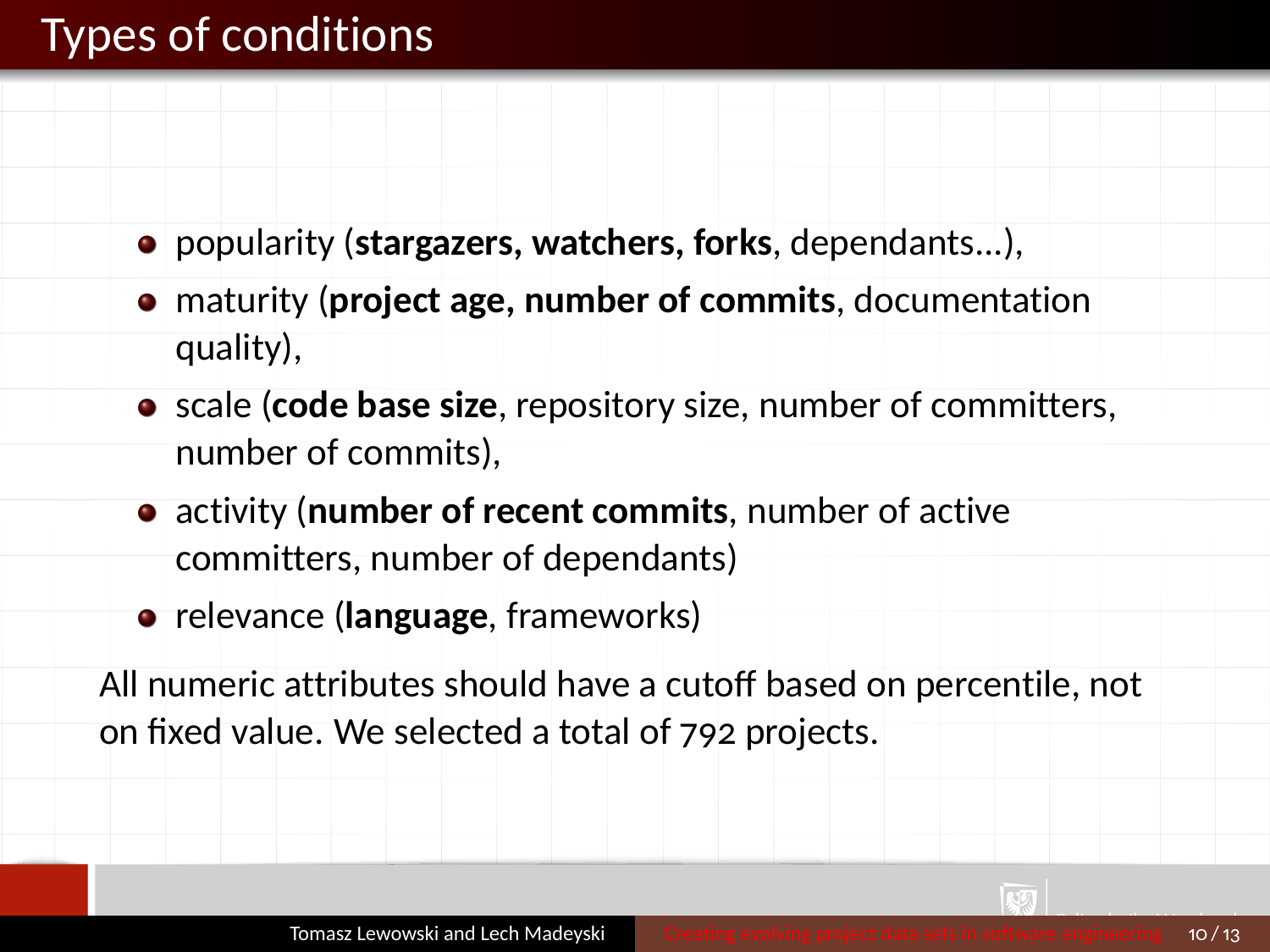# Types of conditions

- popularity (**stargazers, watchers, forks**, dependants...),
- maturity (**project age, number of commits**, documentation quality),
- scale (**code base size**, repository size, number of committers, number of commits),
- activity (**number of recent commits**, number of active committers, number of dependants)
- relevance (**language**, frameworks)

All numeric attributes should have a cutoff based on percentile, not on fixed value. We selected a total of 792 projects.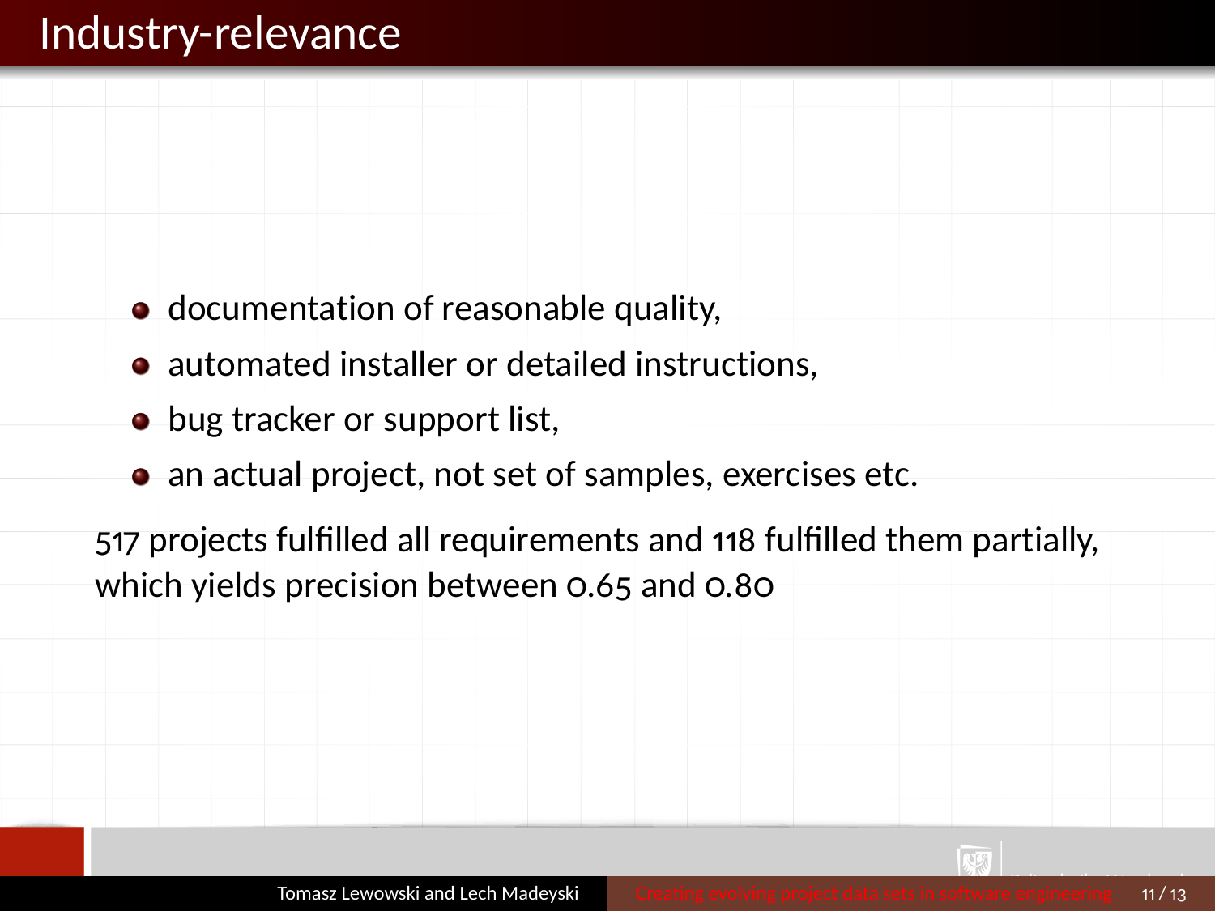# Industry-relevance

- documentation of reasonable quality,
- automated installer or detailed instructions,
- bug tracker or support list,
- an actual project, not set of samples, exercises etc.

517 projects fulfilled all requirements and 118 fulfilled them partially, which yields precision between 0.65 and 0.80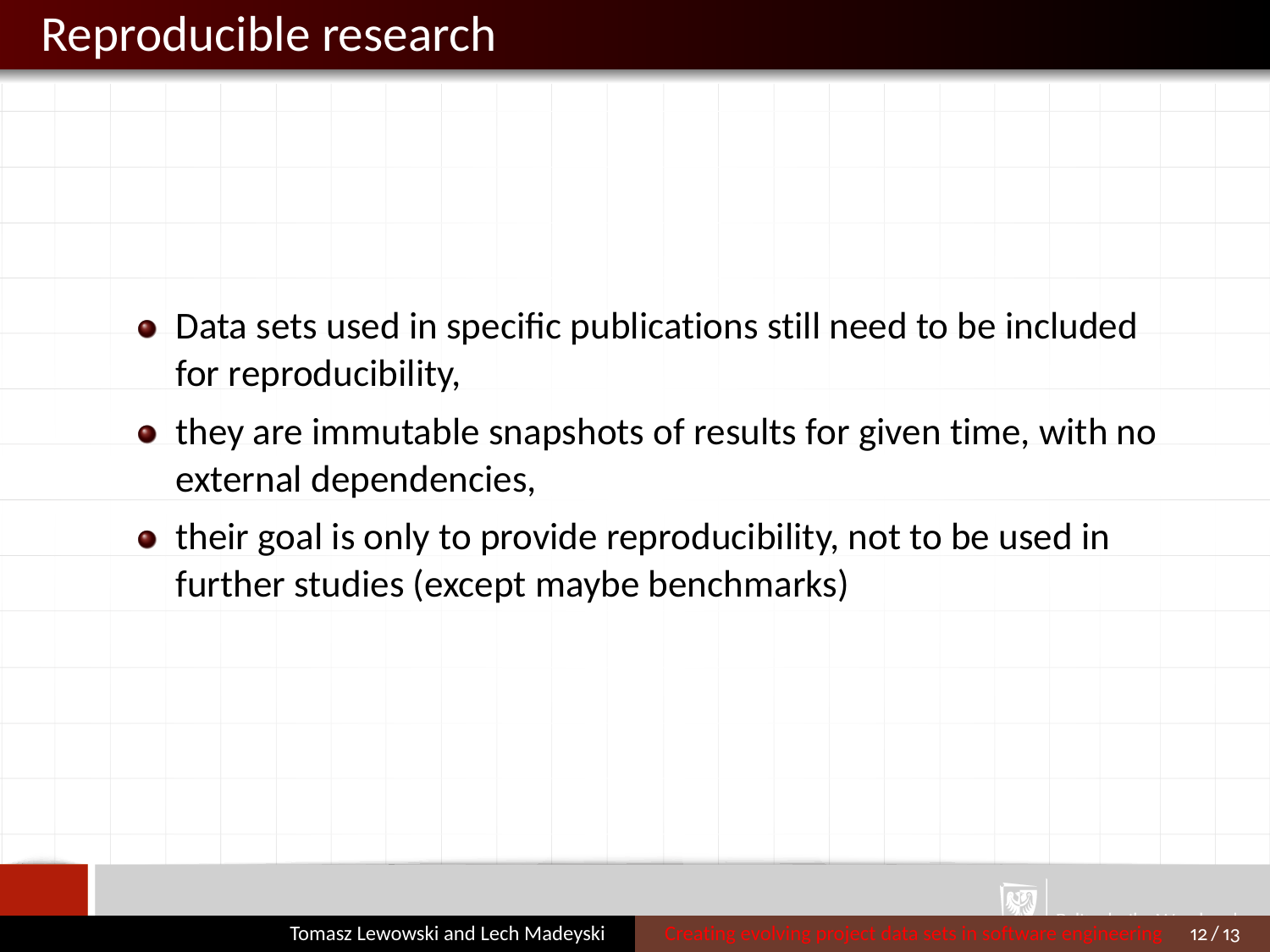# Reproducible research

- Data sets used in specific publications still need to be included for reproducibility,
- they are immutable snapshots of results for given time, with no external dependencies,
- their goal is only to provide reproducibility, not to be used in further studies (except maybe benchmarks)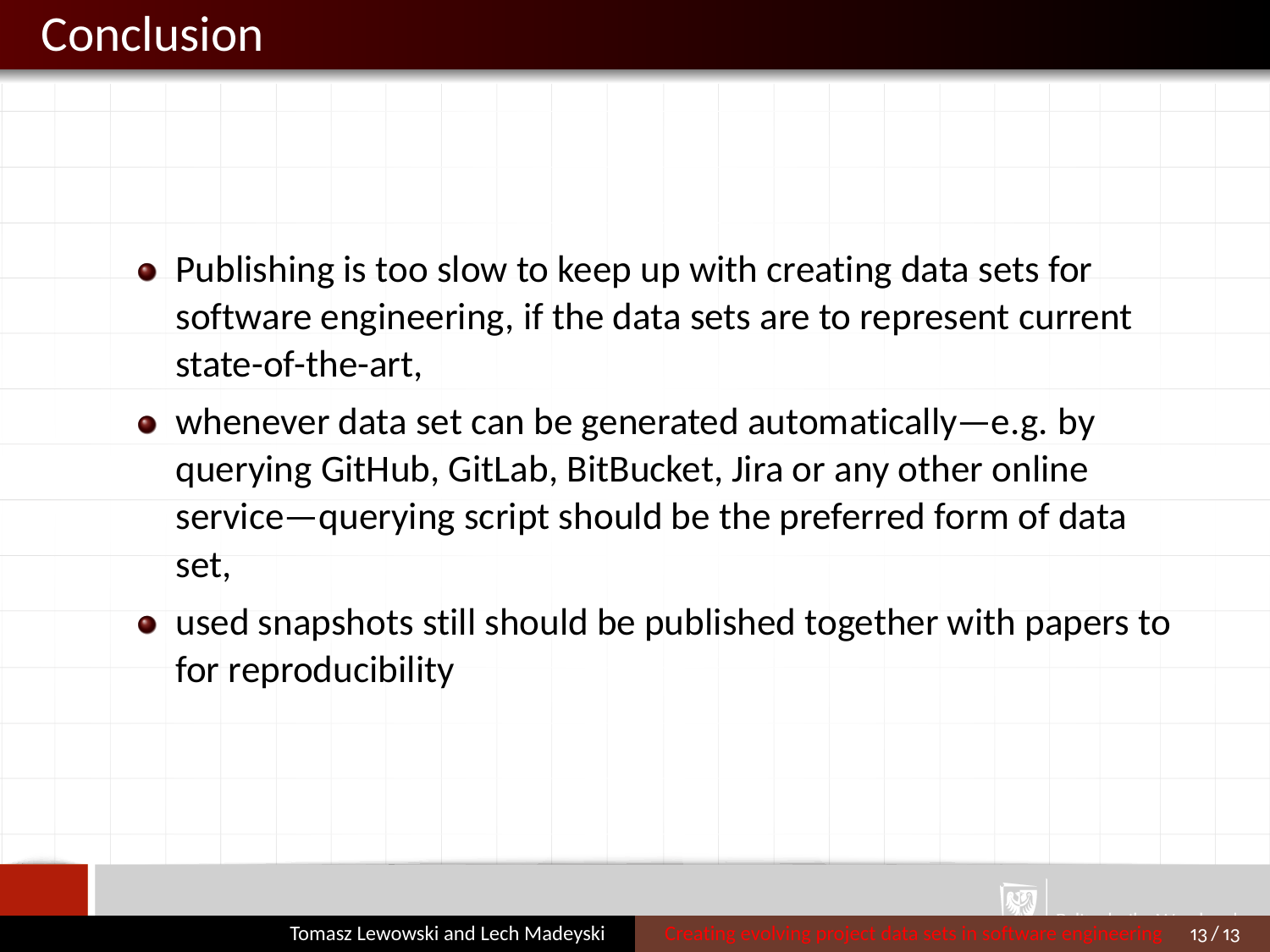# Conclusion

- Publishing is too slow to keep up with creating data sets for software engineering, if the data sets are to represent current state-of-the-art,
- whenever data set can be generated automatically—e.g. by querying GitHub, GitLab, BitBucket, Jira or any other online service—querying script should be the preferred form of data set,
- used snapshots still should be published together with papers to for reproducibility